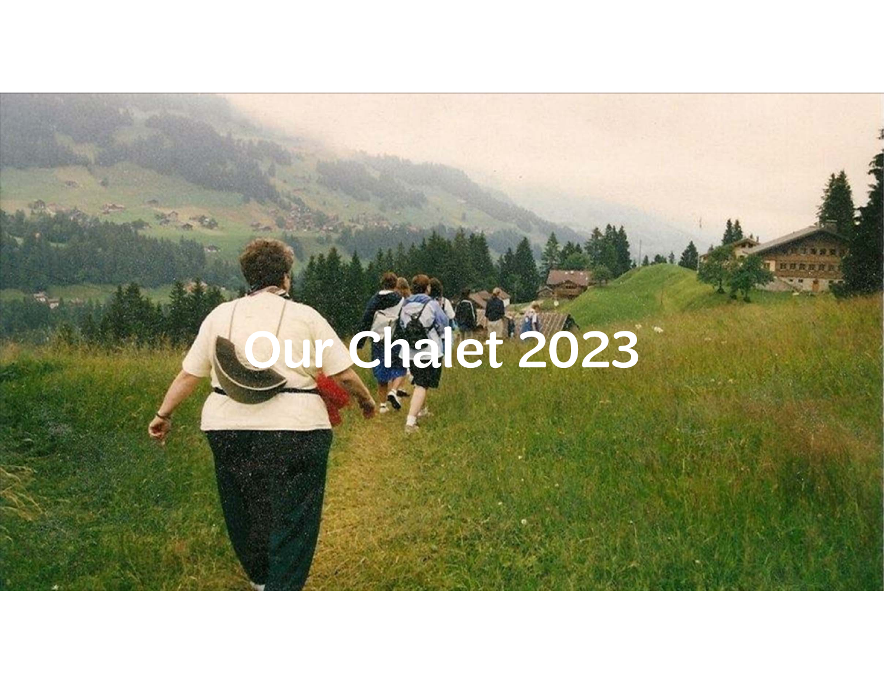# Our Chalet 2023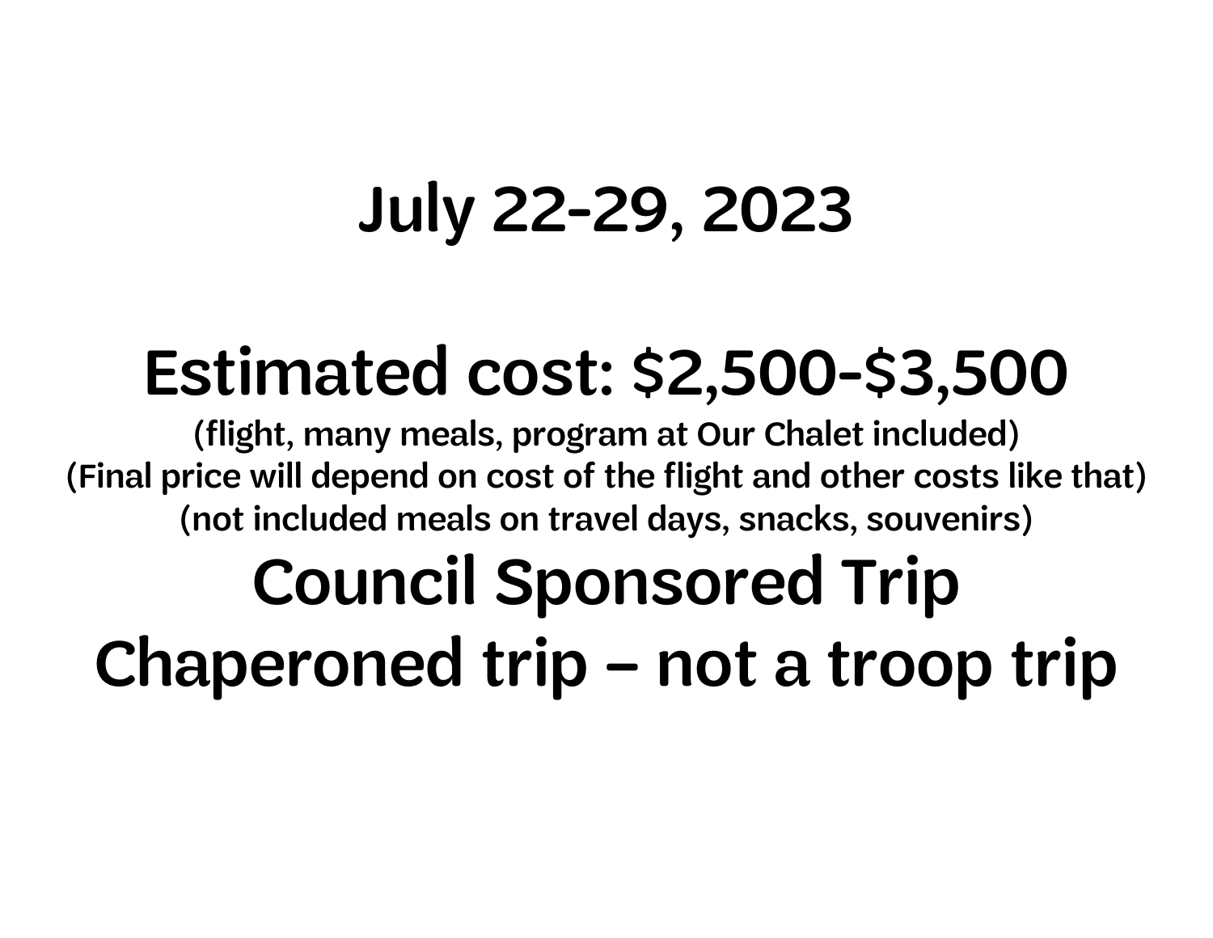## July 22-29, 2023

## Estimated cost: $2,500-$3,500

(flight, many meals, program at Our Chalet included)
(Final price will depend on cost of the flight and other costs like that)
(not included meals on travel days, snacks, souvenirs)

## Council Sponsored Trip

## Chaperoned trip – not a troop trip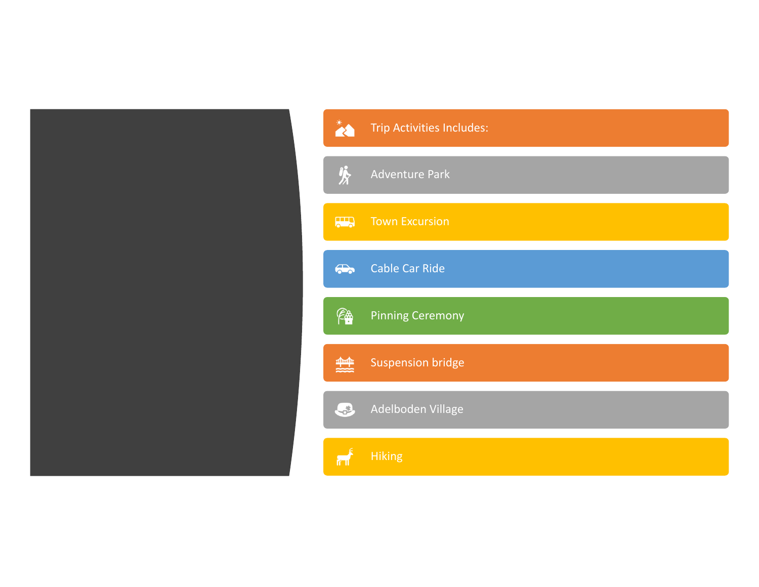## Trip Activities Includes:

- Adventure Park
- Town Excursion
- Cable Car Ride
- Pinning Ceremony
- Suspension bridge
- Adelboden Village
- Hiking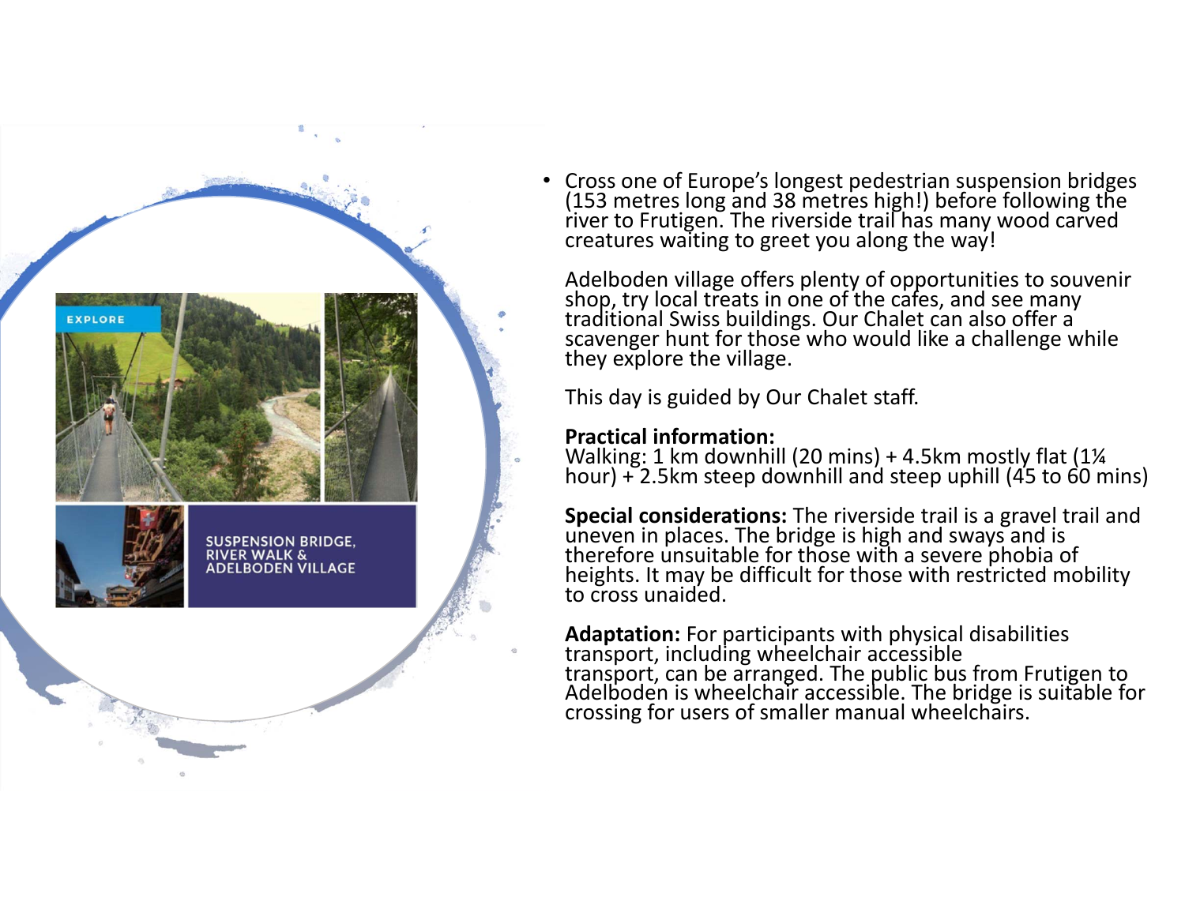EXPLORE

SUSPENSION BRIDGE, RIVER WALK & ADELBODEN VILLAGE

- Cross one of Europe's longest pedestrian suspension bridges (153 metres long and 38 metres high!) before following the river to Frutigen. The riverside trail has many wood carved creatures waiting to greet you along the way!

  Adelboden village offers plenty of opportunities to souvenir shop, try local treats in one of the cafes, and see many traditional Swiss buildings. Our Chalet can also offer a scavenger hunt for those who would like a challenge while they explore the village.

  This day is guided by Our Chalet staff.

  **Practical information:**
  Walking: 1 km downhill (20 mins) + 4.5km mostly flat (1¼ hour) + 2.5km steep downhill and steep uphill (45 to 60 mins)

  **Special considerations:** The riverside trail is a gravel trail and uneven in places. The bridge is high and sways and is therefore unsuitable for those with a severe phobia of heights. It may be difficult for those with restricted mobility to cross unaided.

  **Adaptation:** For participants with physical disabilities transport, including wheelchair accessible transport, can be arranged. The public bus from Frutigen to Adelboden is wheelchair accessible. The bridge is suitable for crossing for users of smaller manual wheelchairs.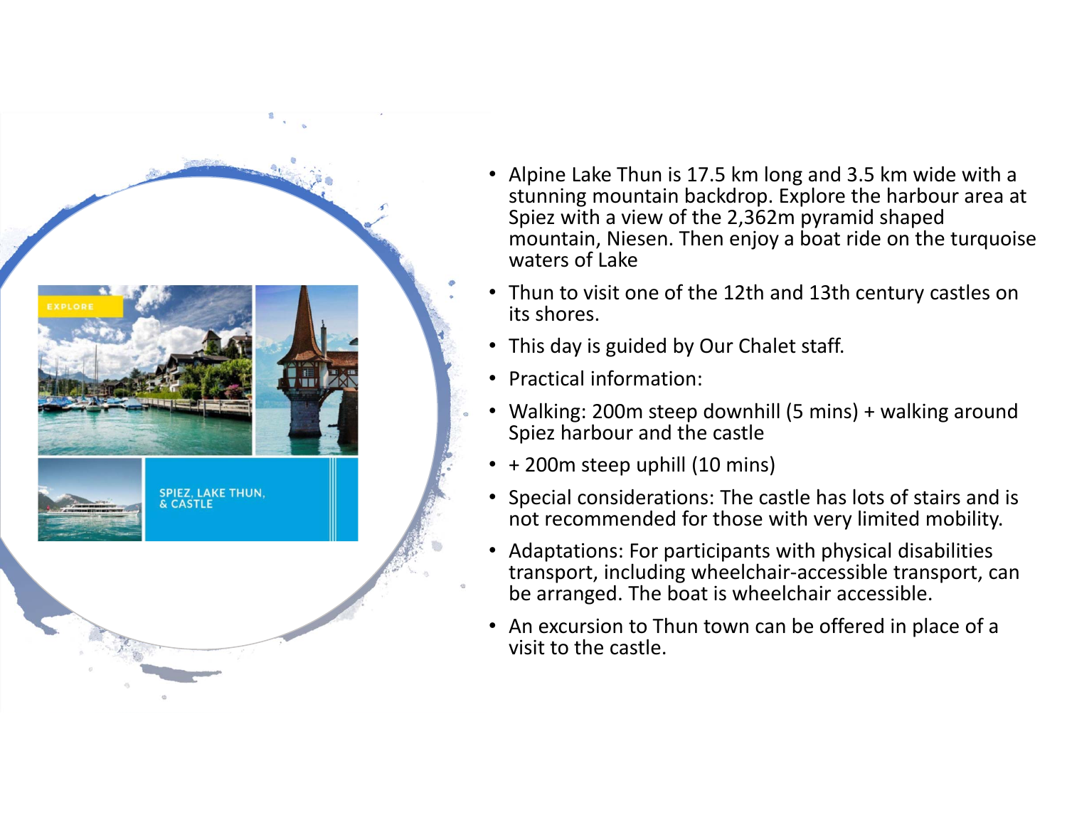- Alpine Lake Thun is 17.5 km long and 3.5 km wide with a stunning mountain backdrop. Explore the harbour area at Spiez with a view of the 2,362m pyramid shaped mountain, Niesen. Then enjoy a boat ride on the turquoise waters of Lake
- Thun to visit one of the 12th and 13th century castles on its shores.
- This day is guided by Our Chalet staff.
- Practical information:
- Walking: 200m steep downhill (5 mins) + walking around Spiez harbour and the castle
- + 200m steep uphill (10 mins)
- Special considerations: The castle has lots of stairs and is not recommended for those with very limited mobility.
- Adaptations: For participants with physical disabilities transport, including wheelchair-accessible transport, can be arranged. The boat is wheelchair accessible.
- An excursion to Thun town can be offered in place of a visit to the castle.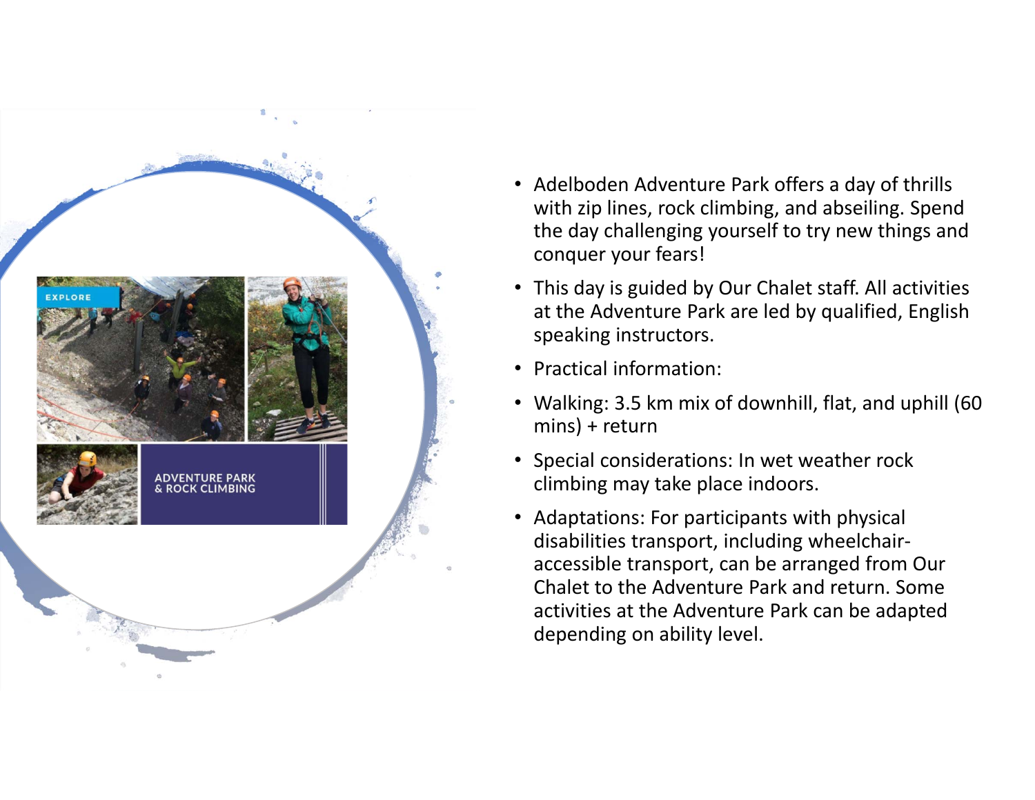EXPLORE

ADVENTURE PARK & ROCK CLIMBING

- Adelboden Adventure Park offers a day of thrills with zip lines, rock climbing, and abseiling. Spend the day challenging yourself to try new things and conquer your fears!
- This day is guided by Our Chalet staff. All activities at the Adventure Park are led by qualified, English speaking instructors.
- Practical information:
- Walking: 3.5 km mix of downhill, flat, and uphill (60 mins) + return
- Special considerations: In wet weather rock climbing may take place indoors.
- Adaptations: For participants with physical disabilities transport, including wheelchair-accessible transport, can be arranged from Our Chalet to the Adventure Park and return. Some activities at the Adventure Park can be adapted depending on ability level.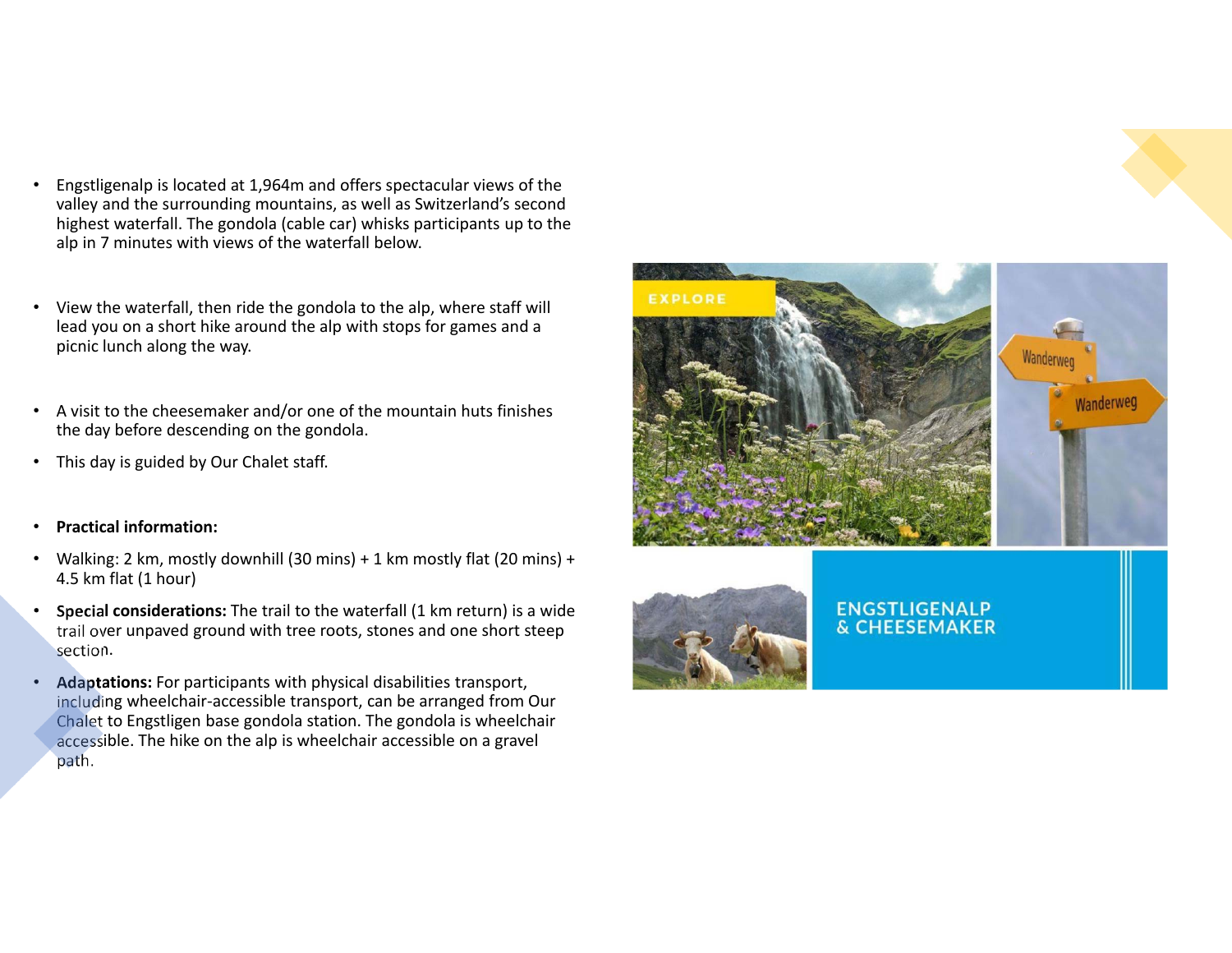- Engstligenalp is located at 1,964m and offers spectacular views of the valley and the surrounding mountains, as well as Switzerland's second highest waterfall. The gondola (cable car) whisks participants up to the alp in 7 minutes with views of the waterfall below.

- View the waterfall, then ride the gondola to the alp, where staff will lead you on a short hike around the alp with stops for games and a picnic lunch along the way.

- A visit to the cheesemaker and/or one of the mountain huts finishes the day before descending on the gondola.
- This day is guided by Our Chalet staff.

- **Practical information:**
- Walking: 2 km, mostly downhill (30 mins) + 1 km mostly flat (20 mins) + 4.5 km flat (1 hour)
- **Special considerations:** The trail to the waterfall (1 km return) is a wide trail over unpaved ground with tree roots, stones and one short steep section.
- **Adaptations:** For participants with physical disabilities transport, including wheelchair-accessible transport, can be arranged from Our Chalet to Engstligen base gondola station. The gondola is wheelchair accessible. The hike on the alp is wheelchair accessible on a gravel path.

EXPLORE

ENGSTLIGENALP & CHEESEMAKER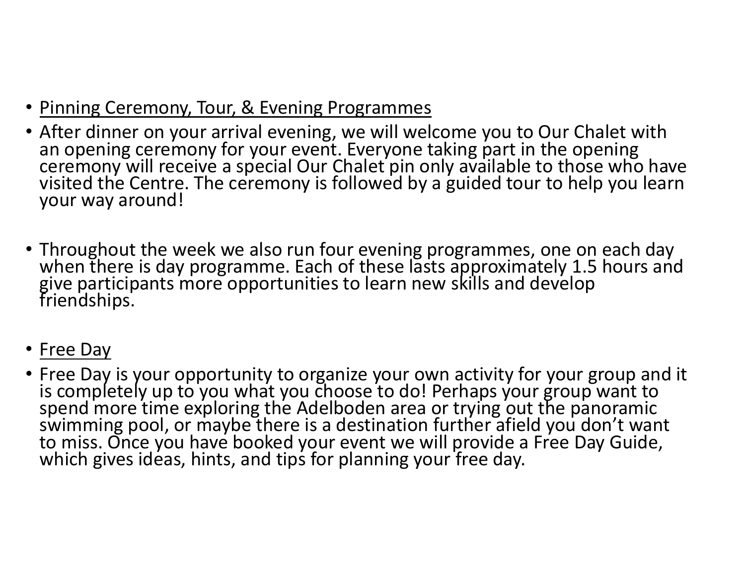- Pinning Ceremony, Tour, & Evening Programmes
- After dinner on your arrival evening, we will welcome you to Our Chalet with an opening ceremony for your event. Everyone taking part in the opening ceremony will receive a special Our Chalet pin only available to those who have visited the Centre. The ceremony is followed by a guided tour to help you learn your way around!

- Throughout the week we also run four evening programmes, one on each day when there is day programme. Each of these lasts approximately 1.5 hours and give participants more opportunities to learn new skills and develop friendships.

- Free Day
- Free Day is your opportunity to organize your own activity for your group and it is completely up to you what you choose to do! Perhaps your group want to spend more time exploring the Adelboden area or trying out the panoramic swimming pool, or maybe there is a destination further afield you don't want to miss. Once you have booked your event we will provide a Free Day Guide, which gives ideas, hints, and tips for planning your free day.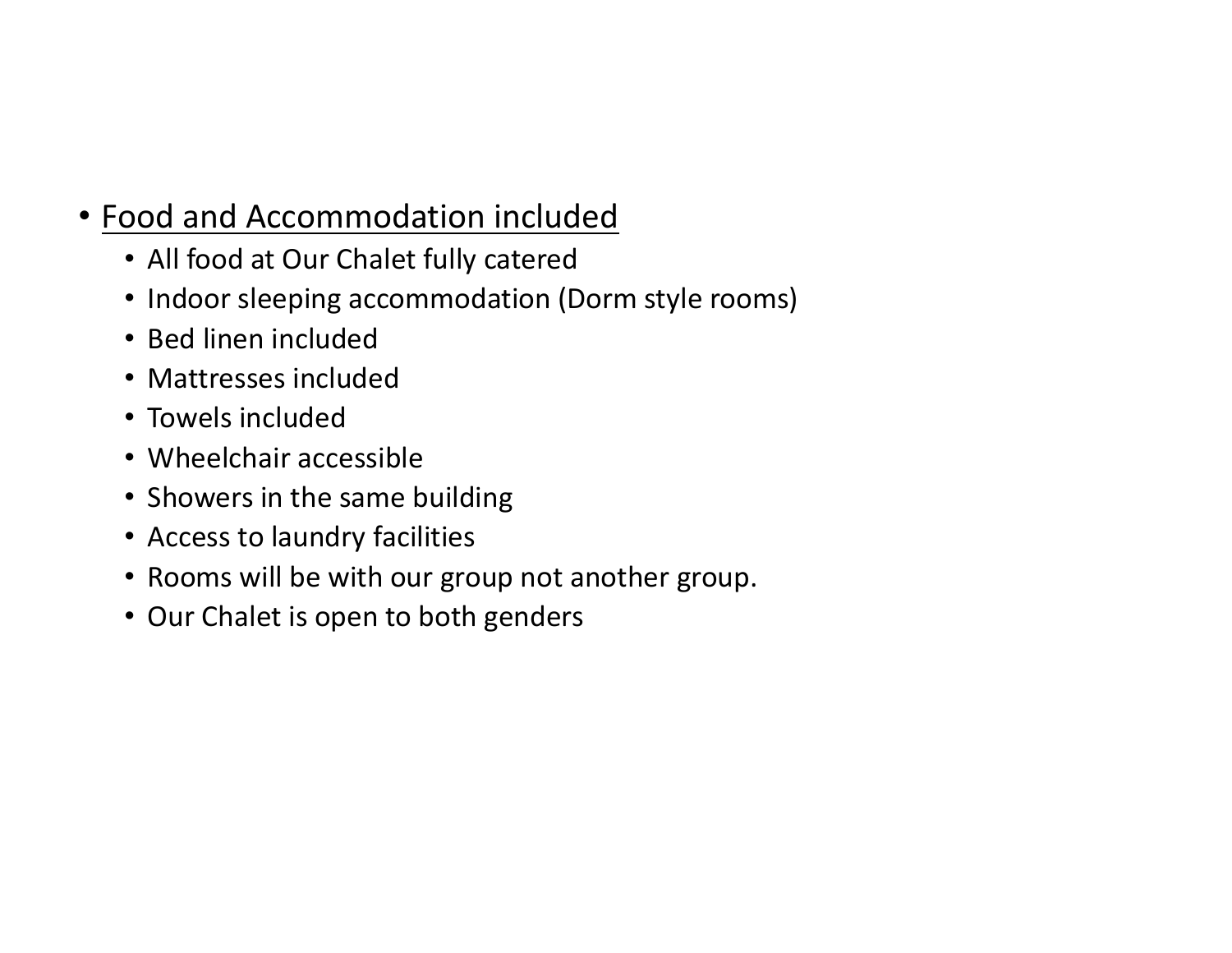- <u>Food and Accommodation included</u>
  - All food at Our Chalet fully catered
  - Indoor sleeping accommodation (Dorm style rooms)
  - Bed linen included
  - Mattresses included
  - Towels included
  - Wheelchair accessible
  - Showers in the same building
  - Access to laundry facilities
  - Rooms will be with our group not another group.
  - Our Chalet is open to both genders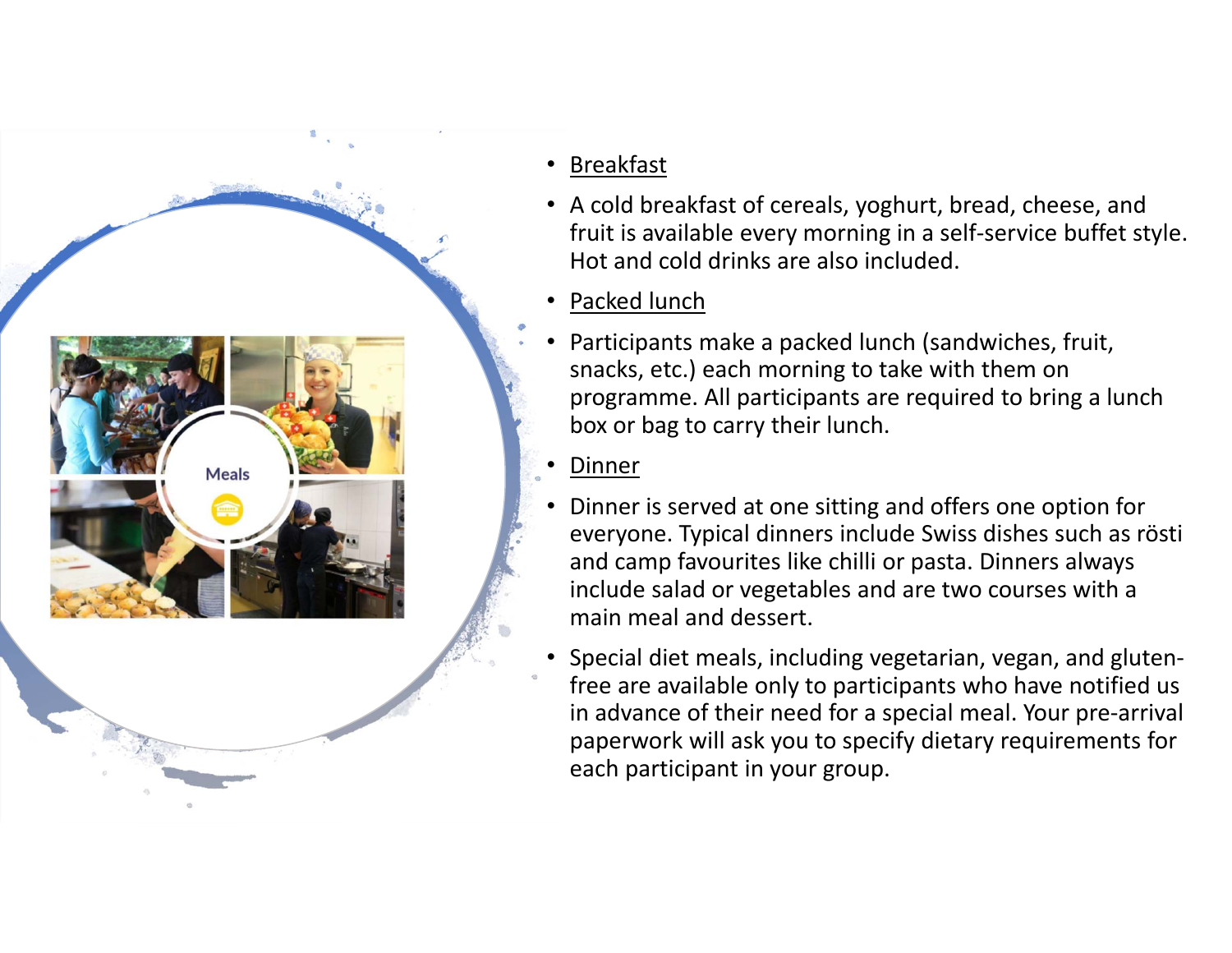Meals

- <u>Breakfast</u>
- A cold breakfast of cereals, yoghurt, bread, cheese, and fruit is available every morning in a self-service buffet style. Hot and cold drinks are also included.
- <u>Packed lunch</u>
- Participants make a packed lunch (sandwiches, fruit, snacks, etc.) each morning to take with them on programme. All participants are required to bring a lunch box or bag to carry their lunch.
- <u>Dinner</u>
- Dinner is served at one sitting and offers one option for everyone. Typical dinners include Swiss dishes such as rösti and camp favourites like chilli or pasta. Dinners always include salad or vegetables and are two courses with a main meal and dessert.
- Special diet meals, including vegetarian, vegan, and gluten-free are available only to participants who have notified us in advance of their need for a special meal. Your pre-arrival paperwork will ask you to specify dietary requirements for each participant in your group.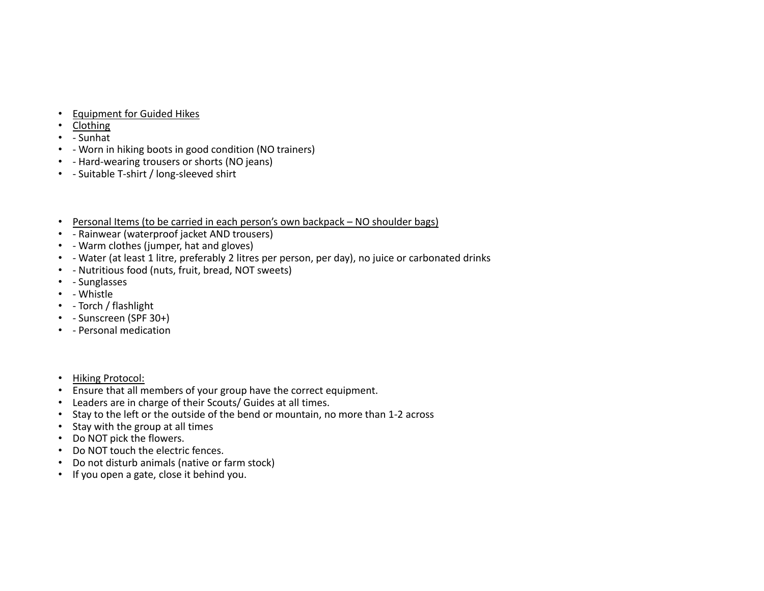- <u>Equipment for Guided Hikes</u>
- <u>Clothing</u>
- - Sunhat
- - Worn in hiking boots in good condition (NO trainers)
- - Hard-wearing trousers or shorts (NO jeans)
- - Suitable T-shirt / long-sleeved shirt

- <u>Personal Items (to be carried in each person's own backpack – NO shoulder bags)</u>
- - Rainwear (waterproof jacket AND trousers)
- - Warm clothes (jumper, hat and gloves)
- - Water (at least 1 litre, preferably 2 litres per person, per day), no juice or carbonated drinks
- - Nutritious food (nuts, fruit, bread, NOT sweets)
- - Sunglasses
- - Whistle
- - Torch / flashlight
- - Sunscreen (SPF 30+)
- - Personal medication

- <u>Hiking Protocol:</u>
- Ensure that all members of your group have the correct equipment.
- Leaders are in charge of their Scouts/ Guides at all times.
- Stay to the left or the outside of the bend or mountain, no more than 1-2 across
- Stay with the group at all times
- Do NOT pick the flowers.
- Do NOT touch the electric fences.
- Do not disturb animals (native or farm stock)
- If you open a gate, close it behind you.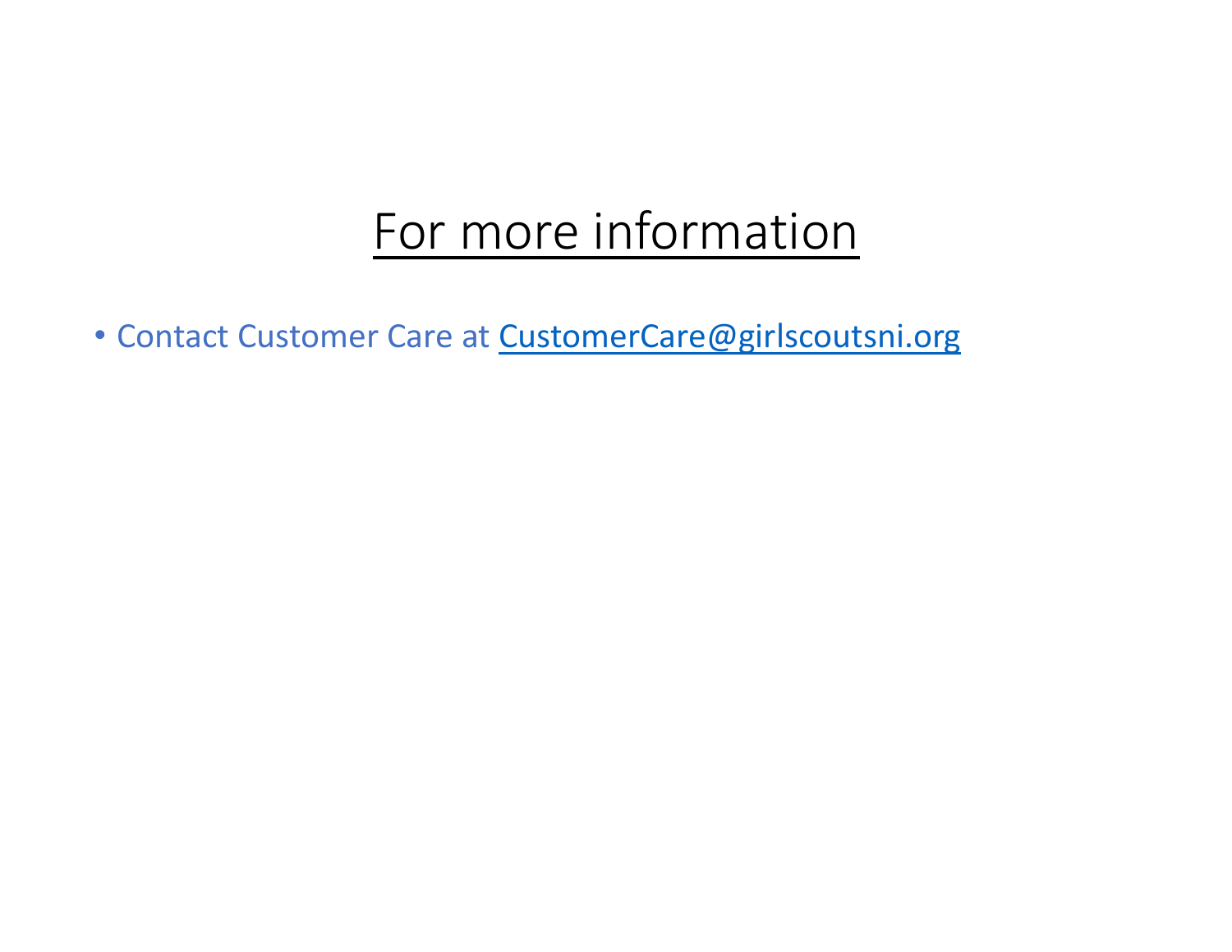# For more information

- Contact Customer Care at CustomerCare@girlscoutsni.org